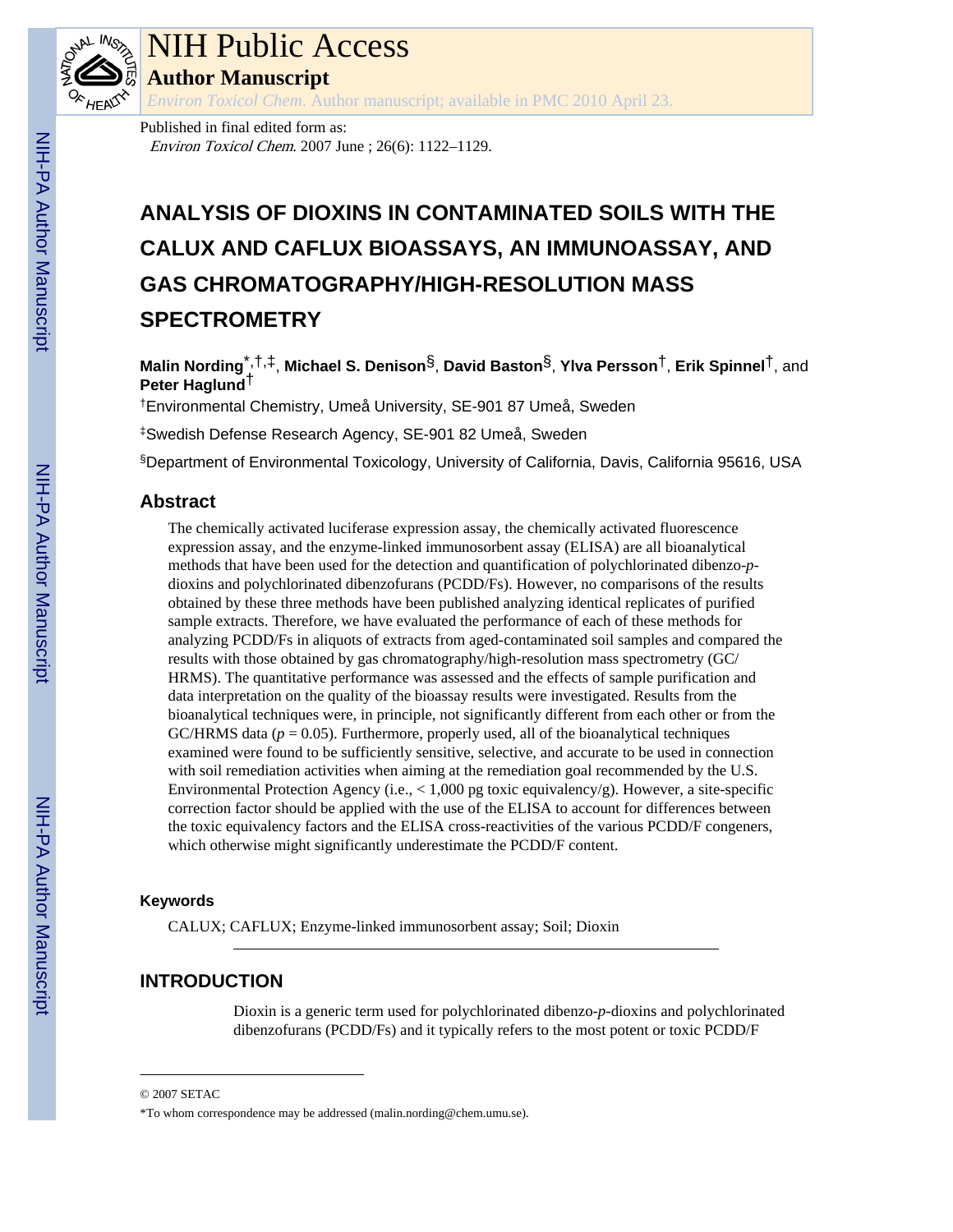# NIH Public Access

## Author Manuscript

*Environ Toxicol Chem*. Author manuscript; available in PMC 2010 April 23.

Published in final edited form as:

*Environ Toxicol Chem*. 2007 June ; 26(6): 1122–1129.

# ANALYSIS OF DIOXINS IN CONTAMINATED SOILS WITH THE CALUX AND CAFLUX BIOASSAYS, AN IMMUNOASSAY, AND GAS CHROMATOGRAPHY/HIGH-RESOLUTION MASS SPECTROMETRY

**Malin Nording**[*,†,‡], **Michael S. Denison**[§], **David Baston**[§], **Ylva Persson**[†], **Erik Spinnel**[†], and **Peter Haglund**[†]

[†]Environmental Chemistry, Umeå University, SE-901 87 Umeå, Sweden

[‡]Swedish Defense Research Agency, SE-901 82 Umeå, Sweden

[§]Department of Environmental Toxicology, University of California, Davis, California 95616, USA

## Abstract

The chemically activated luciferase expression assay, the chemically activated fluorescence expression assay, and the enzyme-linked immunosorbent assay (ELISA) are all bioanalytical methods that have been used for the detection and quantification of polychlorinated dibenzo-*p*-dioxins and polychlorinated dibenzofurans (PCDD/Fs). However, no comparisons of the results obtained by these three methods have been published analyzing identical replicates of purified sample extracts. Therefore, we have evaluated the performance of each of these methods for analyzing PCDD/Fs in aliquots of extracts from aged-contaminated soil samples and compared the results with those obtained by gas chromatography/high-resolution mass spectrometry (GC/HRMS). The quantitative performance was assessed and the effects of sample purification and data interpretation on the quality of the bioassay results were investigated. Results from the bioanalytical techniques were, in principle, not significantly different from each other or from the GC/HRMS data ($p = 0.05$). Furthermore, properly used, all of the bioanalytical techniques examined were found to be sufficiently sensitive, selective, and accurate to be used in connection with soil remediation activities when aiming at the remediation goal recommended by the U.S. Environmental Protection Agency (i.e., < 1,000 pg toxic equivalency/g). However, a site-specific correction factor should be applied with the use of the ELISA to account for differences between the toxic equivalency factors and the ELISA cross-reactivities of the various PCDD/F congeners, which otherwise might significantly underestimate the PCDD/F content.

### Keywords

CALUX; CAFLUX; Enzyme-linked immunosorbent assay; Soil; Dioxin

## INTRODUCTION

Dioxin is a generic term used for polychlorinated dibenzo-*p*-dioxins and polychlorinated dibenzofurans (PCDD/Fs) and it typically refers to the most potent or toxic PCDD/F

© 2007 SETAC

*To whom correspondence may be addressed (malin.nording@chem.umu.se).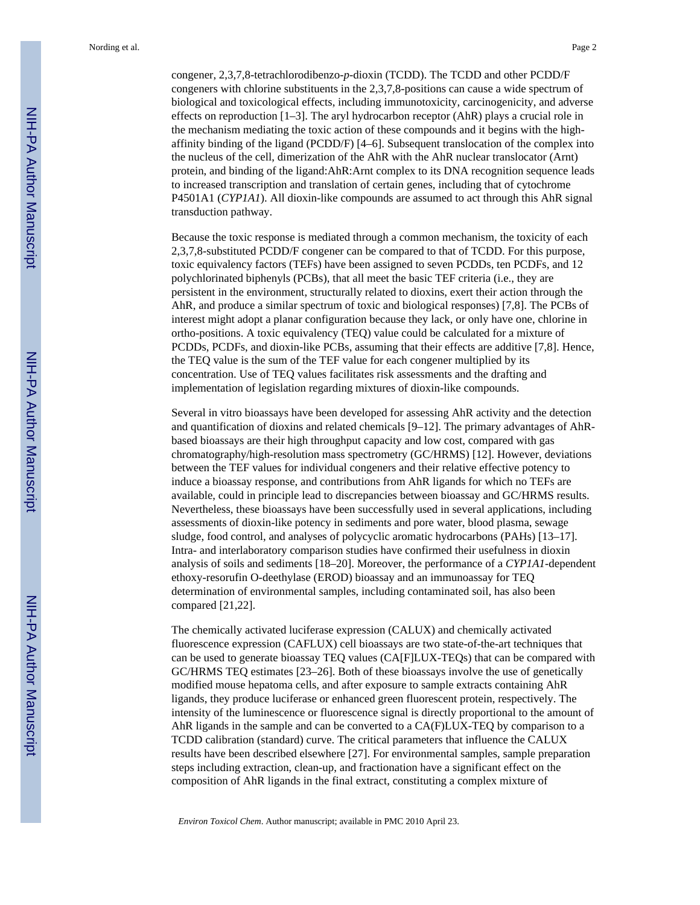congener, 2,3,7,8-tetrachlorodibenzo-*p*-dioxin (TCDD). The TCDD and other PCDD/F congeners with chlorine substituents in the 2,3,7,8-positions can cause a wide spectrum of biological and toxicological effects, including immunotoxicity, carcinogenicity, and adverse effects on reproduction [1–3]. The aryl hydrocarbon receptor (AhR) plays a crucial role in the mechanism mediating the toxic action of these compounds and it begins with the high-affinity binding of the ligand (PCDD/F) [4–6]. Subsequent translocation of the complex into the nucleus of the cell, dimerization of the AhR with the AhR nuclear translocator (Arnt) protein, and binding of the ligand:AhR:Arnt complex to its DNA recognition sequence leads to increased transcription and translation of certain genes, including that of cytochrome P4501A1 (*CYP1A1*). All dioxin-like compounds are assumed to act through this AhR signal transduction pathway.

Because the toxic response is mediated through a common mechanism, the toxicity of each 2,3,7,8-substituted PCDD/F congener can be compared to that of TCDD. For this purpose, toxic equivalency factors (TEFs) have been assigned to seven PCDDs, ten PCDFs, and 12 polychlorinated biphenyls (PCBs), that all meet the basic TEF criteria (i.e., they are persistent in the environment, structurally related to dioxins, exert their action through the AhR, and produce a similar spectrum of toxic and biological responses) [7,8]. The PCBs of interest might adopt a planar configuration because they lack, or only have one, chlorine in ortho-positions. A toxic equivalency (TEQ) value could be calculated for a mixture of PCDDs, PCDFs, and dioxin-like PCBs, assuming that their effects are additive [7,8]. Hence, the TEQ value is the sum of the TEF value for each congener multiplied by its concentration. Use of TEQ values facilitates risk assessments and the drafting and implementation of legislation regarding mixtures of dioxin-like compounds.

Several in vitro bioassays have been developed for assessing AhR activity and the detection and quantification of dioxins and related chemicals [9–12]. The primary advantages of AhR-based bioassays are their high throughput capacity and low cost, compared with gas chromatography/high-resolution mass spectrometry (GC/HRMS) [12]. However, deviations between the TEF values for individual congeners and their relative effective potency to induce a bioassay response, and contributions from AhR ligands for which no TEFs are available, could in principle lead to discrepancies between bioassay and GC/HRMS results. Nevertheless, these bioassays have been successfully used in several applications, including assessments of dioxin-like potency in sediments and pore water, blood plasma, sewage sludge, food control, and analyses of polycyclic aromatic hydrocarbons (PAHs) [13–17]. Intra- and interlaboratory comparison studies have confirmed their usefulness in dioxin analysis of soils and sediments [18–20]. Moreover, the performance of a *CYP1A1*-dependent ethoxy-resorufin O-deethylase (EROD) bioassay and an immunoassay for TEQ determination of environmental samples, including contaminated soil, has also been compared [21,22].

The chemically activated luciferase expression (CALUX) and chemically activated fluorescence expression (CAFLUX) cell bioassays are two state-of-the-art techniques that can be used to generate bioassay TEQ values (CA[F]LUX-TEQs) that can be compared with GC/HRMS TEQ estimates [23–26]. Both of these bioassays involve the use of genetically modified mouse hepatoma cells, and after exposure to sample extracts containing AhR ligands, they produce luciferase or enhanced green fluorescent protein, respectively. The intensity of the luminescence or fluorescence signal is directly proportional to the amount of AhR ligands in the sample and can be converted to a CA(F)LUX-TEQ by comparison to a TCDD calibration (standard) curve. The critical parameters that influence the CALUX results have been described elsewhere [27]. For environmental samples, sample preparation steps including extraction, clean-up, and fractionation have a significant effect on the composition of AhR ligands in the final extract, constituting a complex mixture of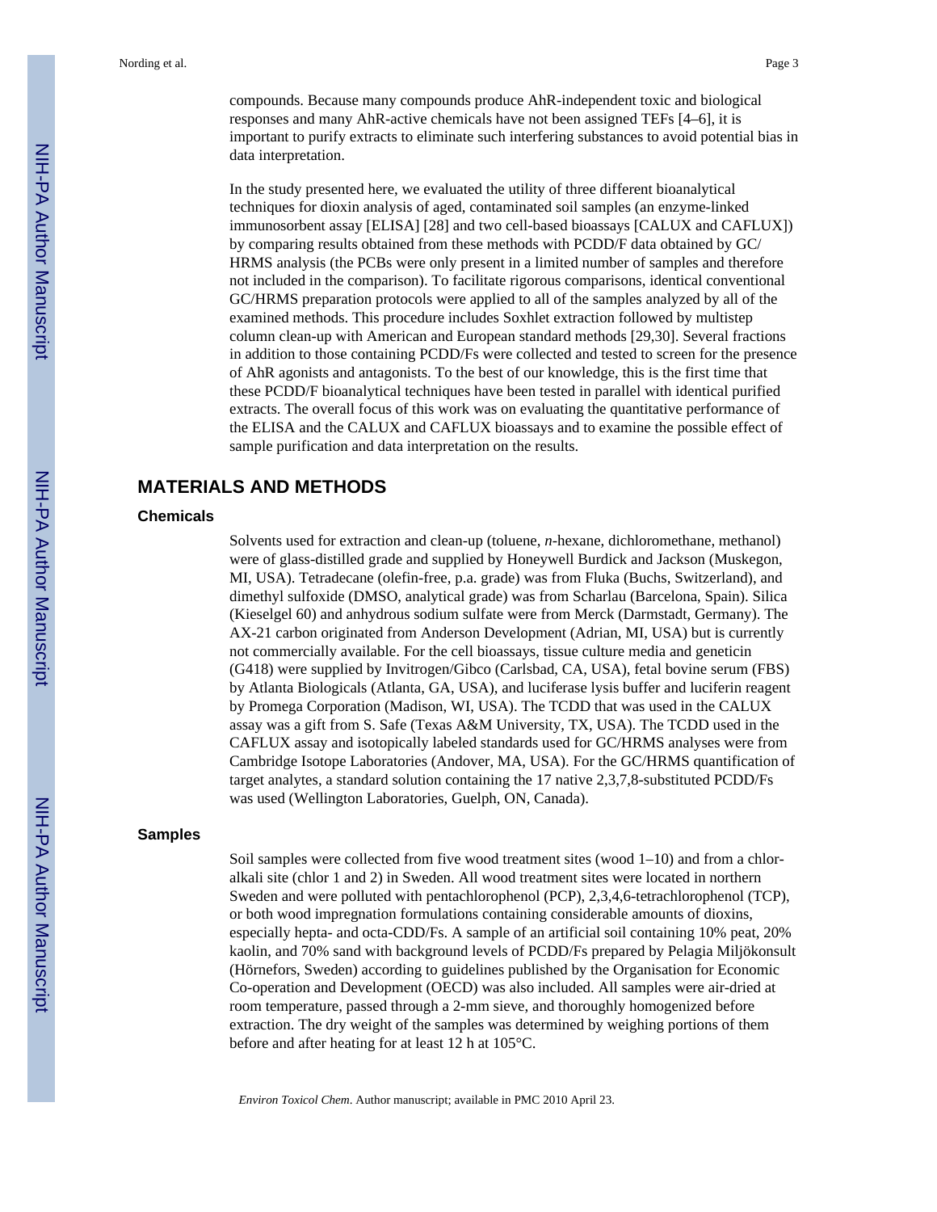compounds. Because many compounds produce AhR-independent toxic and biological responses and many AhR-active chemicals have not been assigned TEFs [4–6], it is important to purify extracts to eliminate such interfering substances to avoid potential bias in data interpretation.

In the study presented here, we evaluated the utility of three different bioanalytical techniques for dioxin analysis of aged, contaminated soil samples (an enzyme-linked immunosorbent assay [ELISA] [28] and two cell-based bioassays [CALUX and CAFLUX]) by comparing results obtained from these methods with PCDD/F data obtained by GC/HRMS analysis (the PCBs were only present in a limited number of samples and therefore not included in the comparison). To facilitate rigorous comparisons, identical conventional GC/HRMS preparation protocols were applied to all of the samples analyzed by all of the examined methods. This procedure includes Soxhlet extraction followed by multistep column clean-up with American and European standard methods [29,30]. Several fractions in addition to those containing PCDD/Fs were collected and tested to screen for the presence of AhR agonists and antagonists. To the best of our knowledge, this is the first time that these PCDD/F bioanalytical techniques have been tested in parallel with identical purified extracts. The overall focus of this work was on evaluating the quantitative performance of the ELISA and the CALUX and CAFLUX bioassays and to examine the possible effect of sample purification and data interpretation on the results.

## MATERIALS AND METHODS

### Chemicals

Solvents used for extraction and clean-up (toluene, *n*-hexane, dichloromethane, methanol) were of glass-distilled grade and supplied by Honeywell Burdick and Jackson (Muskegon, MI, USA). Tetradecane (olefin-free, p.a. grade) was from Fluka (Buchs, Switzerland), and dimethyl sulfoxide (DMSO, analytical grade) was from Scharlau (Barcelona, Spain). Silica (Kieselgel 60) and anhydrous sodium sulfate were from Merck (Darmstadt, Germany). The AX-21 carbon originated from Anderson Development (Adrian, MI, USA) but is currently not commercially available. For the cell bioassays, tissue culture media and geneticin (G418) were supplied by Invitrogen/Gibco (Carlsbad, CA, USA), fetal bovine serum (FBS) by Atlanta Biologicals (Atlanta, GA, USA), and luciferase lysis buffer and luciferin reagent by Promega Corporation (Madison, WI, USA). The TCDD that was used in the CALUX assay was a gift from S. Safe (Texas A&M University, TX, USA). The TCDD used in the CAFLUX assay and isotopically labeled standards used for GC/HRMS analyses were from Cambridge Isotope Laboratories (Andover, MA, USA). For the GC/HRMS quantification of target analytes, a standard solution containing the 17 native 2,3,7,8-substituted PCDD/Fs was used (Wellington Laboratories, Guelph, ON, Canada).

### Samples

Soil samples were collected from five wood treatment sites (wood 1–10) and from a chlor-alkali site (chlor 1 and 2) in Sweden. All wood treatment sites were located in northern Sweden and were polluted with pentachlorophenol (PCP), 2,3,4,6-tetrachlorophenol (TCP), or both wood impregnation formulations containing considerable amounts of dioxins, especially hepta- and octa-CDD/Fs. A sample of an artificial soil containing 10% peat, 20% kaolin, and 70% sand with background levels of PCDD/Fs prepared by Pelagia Miljökonsult (Hörnefors, Sweden) according to guidelines published by the Organisation for Economic Co-operation and Development (OECD) was also included. All samples were air-dried at room temperature, passed through a 2-mm sieve, and thoroughly homogenized before extraction. The dry weight of the samples was determined by weighing portions of them before and after heating for at least 12 h at 105°C.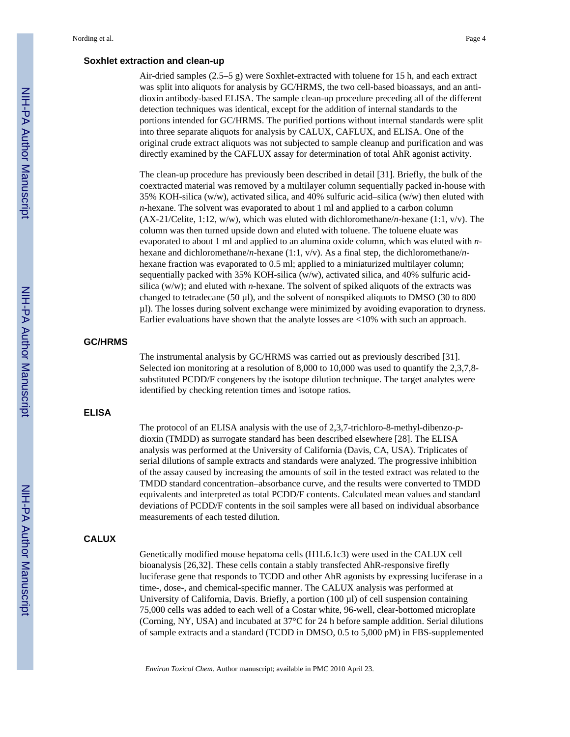### Soxhlet extraction and clean-up

Air-dried samples (2.5–5 g) were Soxhlet-extracted with toluene for 15 h, and each extract was split into aliquots for analysis by GC/HRMS, the two cell-based bioassays, and an anti-dioxin antibody-based ELISA. The sample clean-up procedure preceding all of the different detection techniques was identical, except for the addition of internal standards to the portions intended for GC/HRMS. The purified portions without internal standards were split into three separate aliquots for analysis by CALUX, CAFLUX, and ELISA. One of the original crude extract aliquots was not subjected to sample cleanup and purification and was directly examined by the CAFLUX assay for determination of total AhR agonist activity.

The clean-up procedure has previously been described in detail [31]. Briefly, the bulk of the coextracted material was removed by a multilayer column sequentially packed in-house with 35% KOH-silica (w/w), activated silica, and 40% sulfuric acid–silica (w/w) then eluted with *n*-hexane. The solvent was evaporated to about 1 ml and applied to a carbon column (AX-21/Celite, 1:12, w/w), which was eluted with dichloromethane/*n*-hexane (1:1, v/v). The column was then turned upside down and eluted with toluene. The toluene eluate was evaporated to about 1 ml and applied to an alumina oxide column, which was eluted with *n*-hexane and dichloromethane/*n*-hexane (1:1, v/v). As a final step, the dichloromethane/*n*-hexane fraction was evaporated to 0.5 ml; applied to a miniaturized multilayer column; sequentially packed with 35% KOH-silica (w/w), activated silica, and 40% sulfuric acid-silica (w/w); and eluted with *n*-hexane. The solvent of spiked aliquots of the extracts was changed to tetradecane (50 µl), and the solvent of nonspiked aliquots to DMSO (30 to 800 µl). The losses during solvent exchange were minimized by avoiding evaporation to dryness. Earlier evaluations have shown that the analyte losses are <10% with such an approach.

### GC/HRMS

The instrumental analysis by GC/HRMS was carried out as previously described [31]. Selected ion monitoring at a resolution of 8,000 to 10,000 was used to quantify the 2,3,7,8-substituted PCDD/F congeners by the isotope dilution technique. The target analytes were identified by checking retention times and isotope ratios.

### ELISA

The protocol of an ELISA analysis with the use of 2,3,7-trichloro-8-methyl-dibenzo-*p*-dioxin (TMDD) as surrogate standard has been described elsewhere [28]. The ELISA analysis was performed at the University of California (Davis, CA, USA). Triplicates of serial dilutions of sample extracts and standards were analyzed. The progressive inhibition of the assay caused by increasing the amounts of soil in the tested extract was related to the TMDD standard concentration–absorbance curve, and the results were converted to TMDD equivalents and interpreted as total PCDD/F contents. Calculated mean values and standard deviations of PCDD/F contents in the soil samples were all based on individual absorbance measurements of each tested dilution.

### CALUX

Genetically modified mouse hepatoma cells (H1L6.1c3) were used in the CALUX cell bioanalysis [26,32]. These cells contain a stably transfected AhR-responsive firefly luciferase gene that responds to TCDD and other AhR agonists by expressing luciferase in a time-, dose-, and chemical-specific manner. The CALUX analysis was performed at University of California, Davis. Briefly, a portion (100 µl) of cell suspension containing 75,000 cells was added to each well of a Costar white, 96-well, clear-bottomed microplate (Corning, NY, USA) and incubated at 37°C for 24 h before sample addition. Serial dilutions of sample extracts and a standard (TCDD in DMSO, 0.5 to 5,000 pM) in FBS-supplemented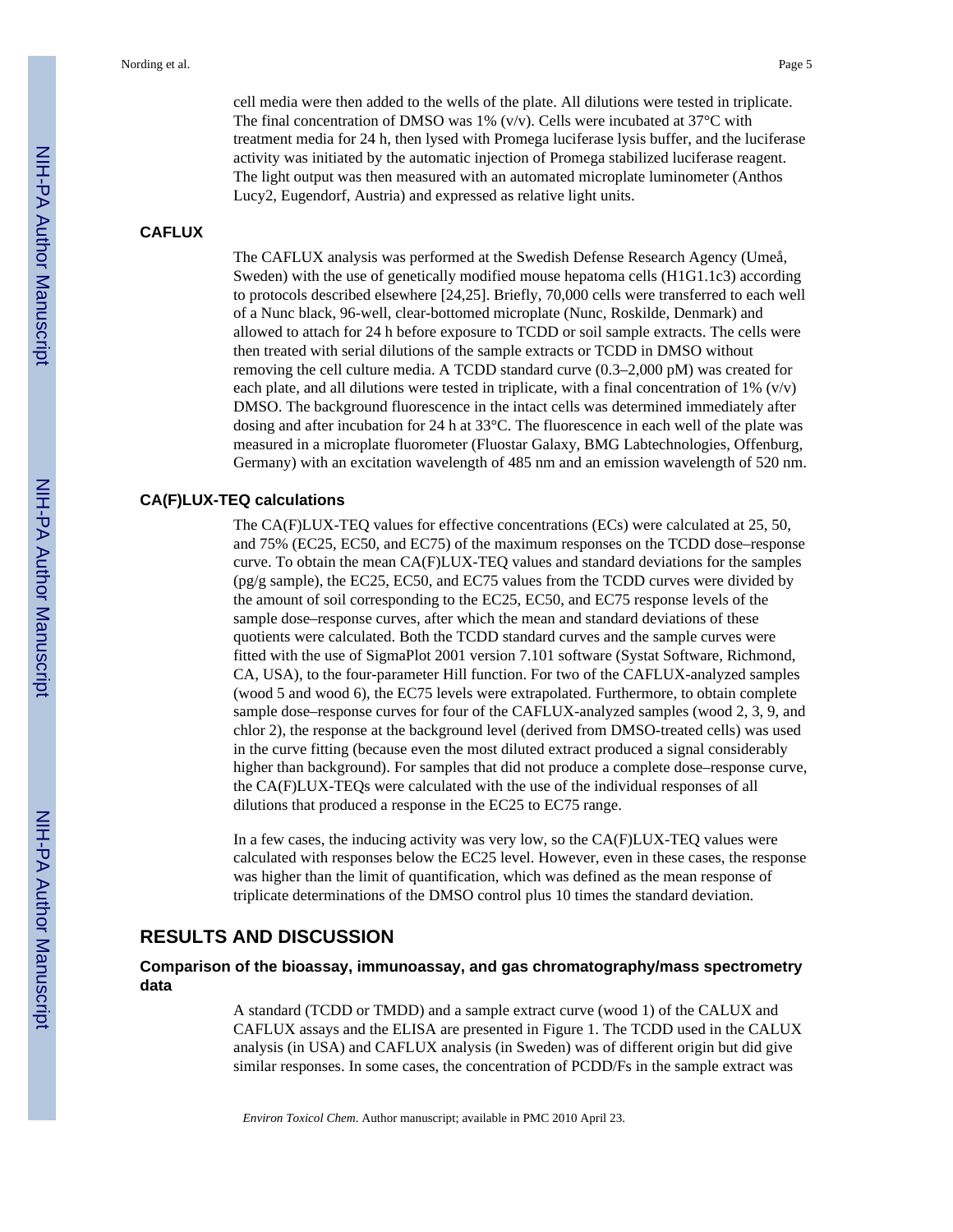cell media were then added to the wells of the plate. All dilutions were tested in triplicate. The final concentration of DMSO was 1% (v/v). Cells were incubated at 37°C with treatment media for 24 h, then lysed with Promega luciferase lysis buffer, and the luciferase activity was initiated by the automatic injection of Promega stabilized luciferase reagent. The light output was then measured with an automated microplate luminometer (Anthos Lucy2, Eugendorf, Austria) and expressed as relative light units.

### CAFLUX

The CAFLUX analysis was performed at the Swedish Defense Research Agency (Umeå, Sweden) with the use of genetically modified mouse hepatoma cells (H1G1.1c3) according to protocols described elsewhere [24,25]. Briefly, 70,000 cells were transferred to each well of a Nunc black, 96-well, clear-bottomed microplate (Nunc, Roskilde, Denmark) and allowed to attach for 24 h before exposure to TCDD or soil sample extracts. The cells were then treated with serial dilutions of the sample extracts or TCDD in DMSO without removing the cell culture media. A TCDD standard curve (0.3–2,000 pM) was created for each plate, and all dilutions were tested in triplicate, with a final concentration of 1% (v/v) DMSO. The background fluorescence in the intact cells was determined immediately after dosing and after incubation for 24 h at 33°C. The fluorescence in each well of the plate was measured in a microplate fluorometer (Fluostar Galaxy, BMG Labtechnologies, Offenburg, Germany) with an excitation wavelength of 485 nm and an emission wavelength of 520 nm.

### CA(F)LUX-TEQ calculations

The CA(F)LUX-TEQ values for effective concentrations (ECs) were calculated at 25, 50, and 75% (EC25, EC50, and EC75) of the maximum responses on the TCDD dose–response curve. To obtain the mean CA(F)LUX-TEQ values and standard deviations for the samples (pg/g sample), the EC25, EC50, and EC75 values from the TCDD curves were divided by the amount of soil corresponding to the EC25, EC50, and EC75 response levels of the sample dose–response curves, after which the mean and standard deviations of these quotients were calculated. Both the TCDD standard curves and the sample curves were fitted with the use of SigmaPlot 2001 version 7.101 software (Systat Software, Richmond, CA, USA), to the four-parameter Hill function. For two of the CAFLUX-analyzed samples (wood 5 and wood 6), the EC75 levels were extrapolated. Furthermore, to obtain complete sample dose–response curves for four of the CAFLUX-analyzed samples (wood 2, 3, 9, and chlor 2), the response at the background level (derived from DMSO-treated cells) was used in the curve fitting (because even the most diluted extract produced a signal considerably higher than background). For samples that did not produce a complete dose–response curve, the CA(F)LUX-TEQs were calculated with the use of the individual responses of all dilutions that produced a response in the EC25 to EC75 range.

In a few cases, the inducing activity was very low, so the CA(F)LUX-TEQ values were calculated with responses below the EC25 level. However, even in these cases, the response was higher than the limit of quantification, which was defined as the mean response of triplicate determinations of the DMSO control plus 10 times the standard deviation.

## RESULTS AND DISCUSSION

### Comparison of the bioassay, immunoassay, and gas chromatography/mass spectrometry data

A standard (TCDD or TMDD) and a sample extract curve (wood 1) of the CALUX and CAFLUX assays and the ELISA are presented in Figure 1. The TCDD used in the CALUX analysis (in USA) and CAFLUX analysis (in Sweden) was of different origin but did give similar responses. In some cases, the concentration of PCDD/Fs in the sample extract was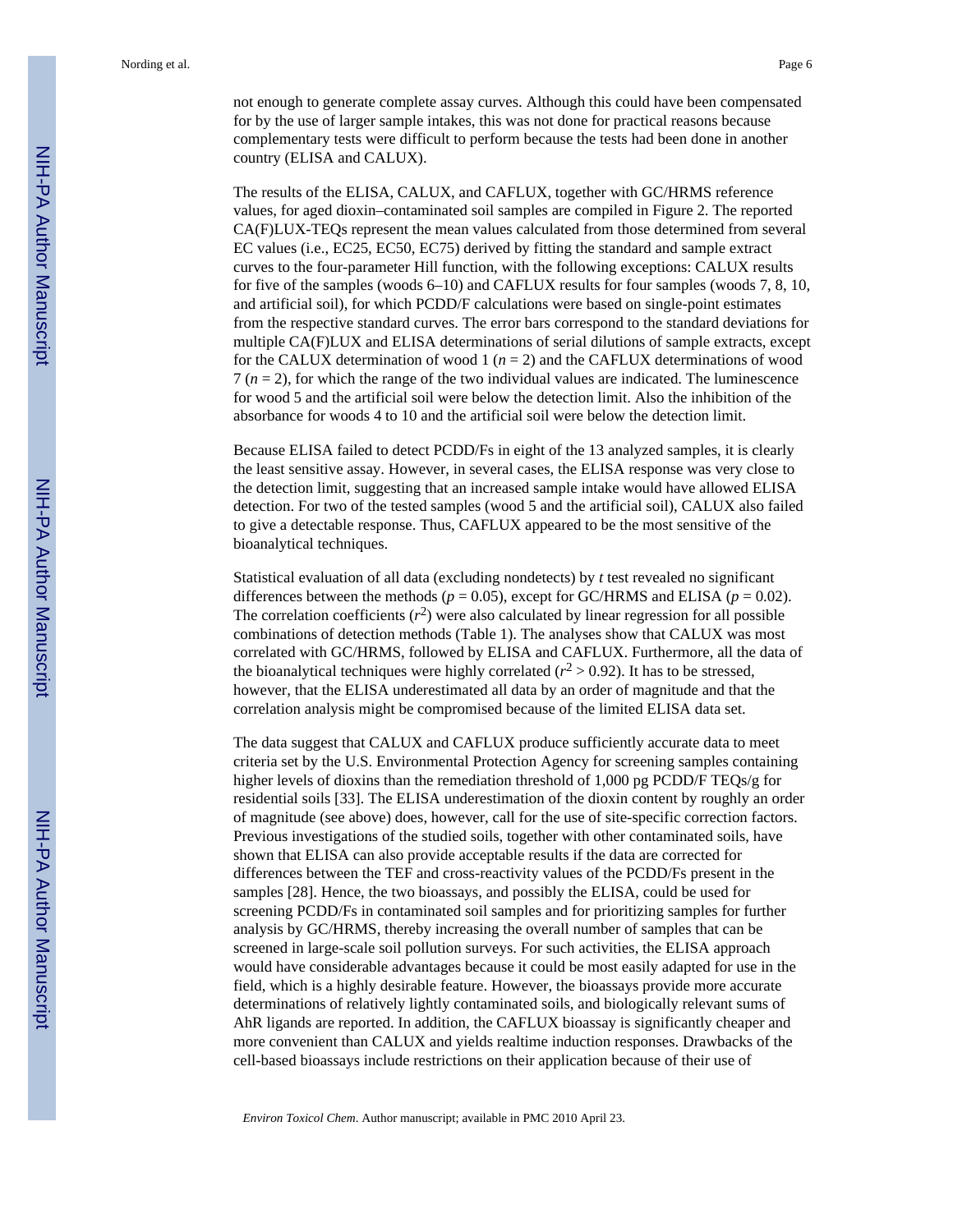not enough to generate complete assay curves. Although this could have been compensated for by the use of larger sample intakes, this was not done for practical reasons because complementary tests were difficult to perform because the tests had been done in another country (ELISA and CALUX).

The results of the ELISA, CALUX, and CAFLUX, together with GC/HRMS reference values, for aged dioxin–contaminated soil samples are compiled in Figure 2. The reported CA(F)LUX-TEQs represent the mean values calculated from those determined from several EC values (i.e., EC25, EC50, EC75) derived by fitting the standard and sample extract curves to the four-parameter Hill function, with the following exceptions: CALUX results for five of the samples (woods 6–10) and CAFLUX results for four samples (woods 7, 8, 10, and artificial soil), for which PCDD/F calculations were based on single-point estimates from the respective standard curves. The error bars correspond to the standard deviations for multiple CA(F)LUX and ELISA determinations of serial dilutions of sample extracts, except for the CALUX determination of wood 1 ($n = 2$) and the CAFLUX determinations of wood 7 ($n = 2$), for which the range of the two individual values are indicated. The luminescence for wood 5 and the artificial soil were below the detection limit. Also the inhibition of the absorbance for woods 4 to 10 and the artificial soil were below the detection limit.

Because ELISA failed to detect PCDD/Fs in eight of the 13 analyzed samples, it is clearly the least sensitive assay. However, in several cases, the ELISA response was very close to the detection limit, suggesting that an increased sample intake would have allowed ELISA detection. For two of the tested samples (wood 5 and the artificial soil), CALUX also failed to give a detectable response. Thus, CAFLUX appeared to be the most sensitive of the bioanalytical techniques.

Statistical evaluation of all data (excluding nondetects) by *t* test revealed no significant differences between the methods ($p = 0.05$), except for GC/HRMS and ELISA ($p = 0.02$). The correlation coefficients ($r^2$) were also calculated by linear regression for all possible combinations of detection methods (Table 1). The analyses show that CALUX was most correlated with GC/HRMS, followed by ELISA and CAFLUX. Furthermore, all the data of the bioanalytical techniques were highly correlated ($r^2 > 0.92$). It has to be stressed, however, that the ELISA underestimated all data by an order of magnitude and that the correlation analysis might be compromised because of the limited ELISA data set.

The data suggest that CALUX and CAFLUX produce sufficiently accurate data to meet criteria set by the U.S. Environmental Protection Agency for screening samples containing higher levels of dioxins than the remediation threshold of 1,000 pg PCDD/F TEQs/g for residential soils [33]. The ELISA underestimation of the dioxin content by roughly an order of magnitude (see above) does, however, call for the use of site-specific correction factors. Previous investigations of the studied soils, together with other contaminated soils, have shown that ELISA can also provide acceptable results if the data are corrected for differences between the TEF and cross-reactivity values of the PCDD/Fs present in the samples [28]. Hence, the two bioassays, and possibly the ELISA, could be used for screening PCDD/Fs in contaminated soil samples and for prioritizing samples for further analysis by GC/HRMS, thereby increasing the overall number of samples that can be screened in large-scale soil pollution surveys. For such activities, the ELISA approach would have considerable advantages because it could be most easily adapted for use in the field, which is a highly desirable feature. However, the bioassays provide more accurate determinations of relatively lightly contaminated soils, and biologically relevant sums of AhR ligands are reported. In addition, the CAFLUX bioassay is significantly cheaper and more convenient than CALUX and yields realtime induction responses. Drawbacks of the cell-based bioassays include restrictions on their application because of their use of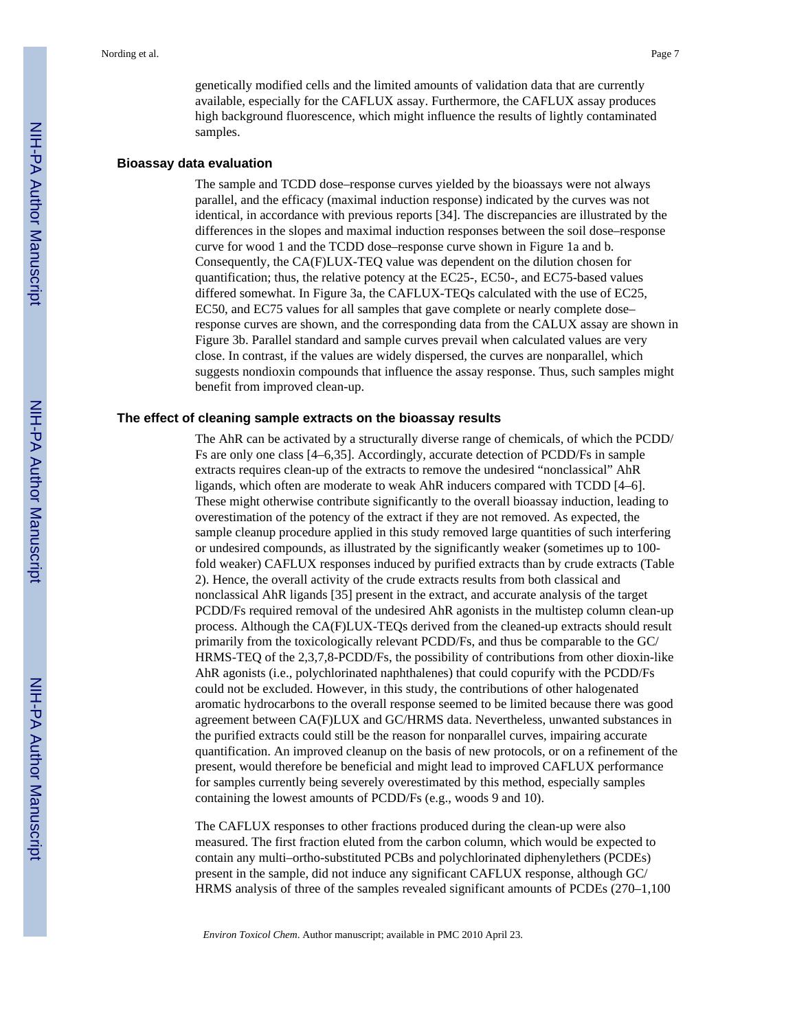genetically modified cells and the limited amounts of validation data that are currently available, especially for the CAFLUX assay. Furthermore, the CAFLUX assay produces high background fluorescence, which might influence the results of lightly contaminated samples.

## Bioassay data evaluation

The sample and TCDD dose–response curves yielded by the bioassays were not always parallel, and the efficacy (maximal induction response) indicated by the curves was not identical, in accordance with previous reports [34]. The discrepancies are illustrated by the differences in the slopes and maximal induction responses between the soil dose–response curve for wood 1 and the TCDD dose–response curve shown in Figure 1a and b. Consequently, the CA(F)LUX-TEQ value was dependent on the dilution chosen for quantification; thus, the relative potency at the EC25-, EC50-, and EC75-based values differed somewhat. In Figure 3a, the CAFLUX-TEQs calculated with the use of EC25, EC50, and EC75 values for all samples that gave complete or nearly complete dose–response curves are shown, and the corresponding data from the CALUX assay are shown in Figure 3b. Parallel standard and sample curves prevail when calculated values are very close. In contrast, if the values are widely dispersed, the curves are nonparallel, which suggests nondioxin compounds that influence the assay response. Thus, such samples might benefit from improved clean-up.

## The effect of cleaning sample extracts on the bioassay results

The AhR can be activated by a structurally diverse range of chemicals, of which the PCDD/Fs are only one class [4–6,35]. Accordingly, accurate detection of PCDD/Fs in sample extracts requires clean-up of the extracts to remove the undesired "nonclassical" AhR ligands, which often are moderate to weak AhR inducers compared with TCDD [4–6]. These might otherwise contribute significantly to the overall bioassay induction, leading to overestimation of the potency of the extract if they are not removed. As expected, the sample cleanup procedure applied in this study removed large quantities of such interfering or undesired compounds, as illustrated by the significantly weaker (sometimes up to 100-fold weaker) CAFLUX responses induced by purified extracts than by crude extracts (Table 2). Hence, the overall activity of the crude extracts results from both classical and nonclassical AhR ligands [35] present in the extract, and accurate analysis of the target PCDD/Fs required removal of the undesired AhR agonists in the multistep column clean-up process. Although the CA(F)LUX-TEQs derived from the cleaned-up extracts should result primarily from the toxicologically relevant PCDD/Fs, and thus be comparable to the GC/HRMS-TEQ of the 2,3,7,8-PCDD/Fs, the possibility of contributions from other dioxin-like AhR agonists (i.e., polychlorinated naphthalenes) that could copurify with the PCDD/Fs could not be excluded. However, in this study, the contributions of other halogenated aromatic hydrocarbons to the overall response seemed to be limited because there was good agreement between CA(F)LUX and GC/HRMS data. Nevertheless, unwanted substances in the purified extracts could still be the reason for nonparallel curves, impairing accurate quantification. An improved cleanup on the basis of new protocols, or on a refinement of the present, would therefore be beneficial and might lead to improved CAFLUX performance for samples currently being severely overestimated by this method, especially samples containing the lowest amounts of PCDD/Fs (e.g., woods 9 and 10).

The CAFLUX responses to other fractions produced during the clean-up were also measured. The first fraction eluted from the carbon column, which would be expected to contain any multi–ortho-substituted PCBs and polychlorinated diphenylethers (PCDEs) present in the sample, did not induce any significant CAFLUX response, although GC/HRMS analysis of three of the samples revealed significant amounts of PCDEs (270–1,100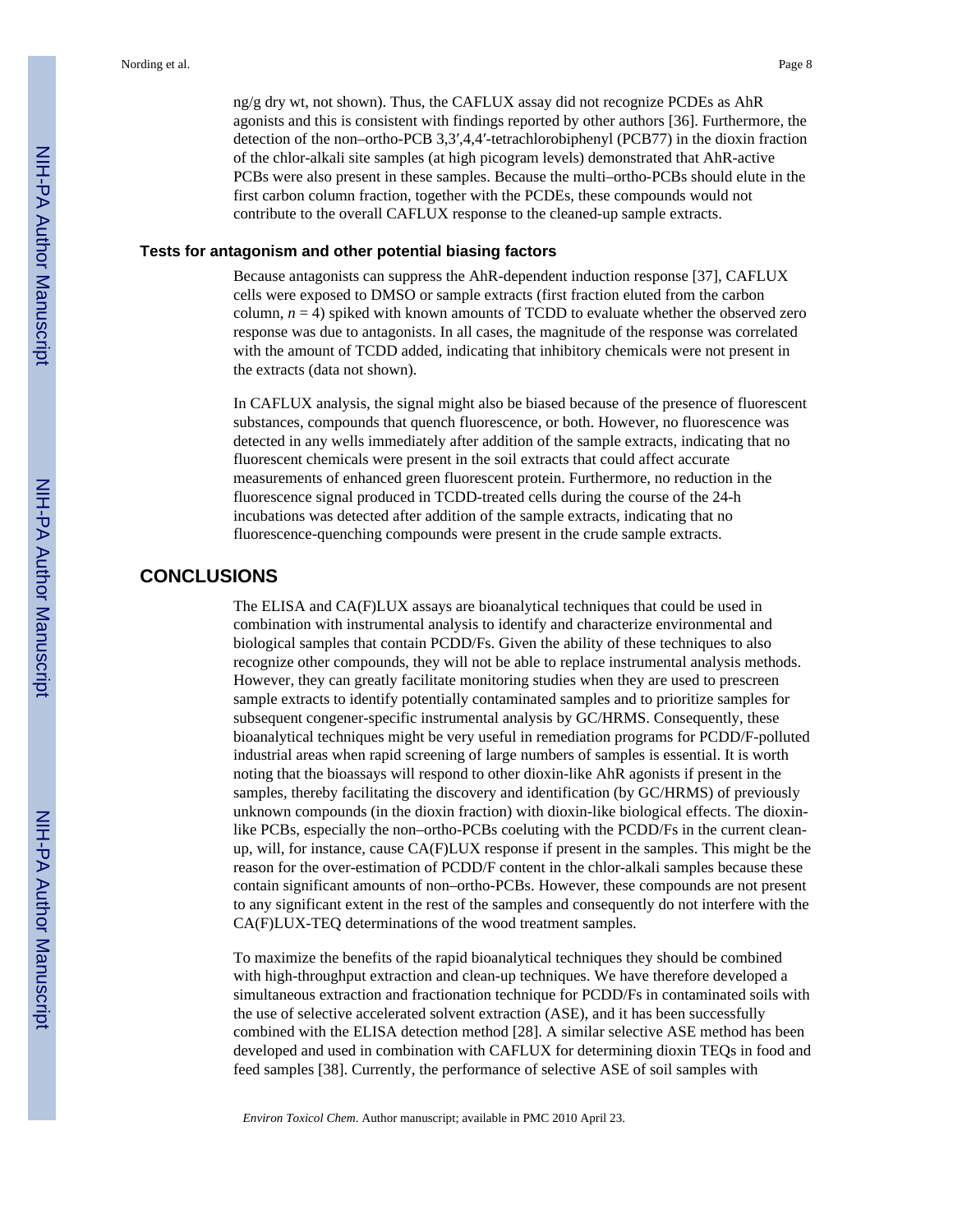ng/g dry wt, not shown). Thus, the CAFLUX assay did not recognize PCDEs as AhR agonists and this is consistent with findings reported by other authors [36]. Furthermore, the detection of the non–ortho-PCB 3,3′,4,4′-tetrachlorobiphenyl (PCB77) in the dioxin fraction of the chlor-alkali site samples (at high picogram levels) demonstrated that AhR-active PCBs were also present in these samples. Because the multi–ortho-PCBs should elute in the first carbon column fraction, together with the PCDEs, these compounds would not contribute to the overall CAFLUX response to the cleaned-up sample extracts.

### Tests for antagonism and other potential biasing factors

Because antagonists can suppress the AhR-dependent induction response [37], CAFLUX cells were exposed to DMSO or sample extracts (first fraction eluted from the carbon column, $n = 4$) spiked with known amounts of TCDD to evaluate whether the observed zero response was due to antagonists. In all cases, the magnitude of the response was correlated with the amount of TCDD added, indicating that inhibitory chemicals were not present in the extracts (data not shown).

In CAFLUX analysis, the signal might also be biased because of the presence of fluorescent substances, compounds that quench fluorescence, or both. However, no fluorescence was detected in any wells immediately after addition of the sample extracts, indicating that no fluorescent chemicals were present in the soil extracts that could affect accurate measurements of enhanced green fluorescent protein. Furthermore, no reduction in the fluorescence signal produced in TCDD-treated cells during the course of the 24-h incubations was detected after addition of the sample extracts, indicating that no fluorescence-quenching compounds were present in the crude sample extracts.

## CONCLUSIONS

The ELISA and CA(F)LUX assays are bioanalytical techniques that could be used in combination with instrumental analysis to identify and characterize environmental and biological samples that contain PCDD/Fs. Given the ability of these techniques to also recognize other compounds, they will not be able to replace instrumental analysis methods. However, they can greatly facilitate monitoring studies when they are used to prescreen sample extracts to identify potentially contaminated samples and to prioritize samples for subsequent congener-specific instrumental analysis by GC/HRMS. Consequently, these bioanalytical techniques might be very useful in remediation programs for PCDD/F-polluted industrial areas when rapid screening of large numbers of samples is essential. It is worth noting that the bioassays will respond to other dioxin-like AhR agonists if present in the samples, thereby facilitating the discovery and identification (by GC/HRMS) of previously unknown compounds (in the dioxin fraction) with dioxin-like biological effects. The dioxin-like PCBs, especially the non–ortho-PCBs coeluting with the PCDD/Fs in the current clean-up, will, for instance, cause CA(F)LUX response if present in the samples. This might be the reason for the over-estimation of PCDD/F content in the chlor-alkali samples because these contain significant amounts of non–ortho-PCBs. However, these compounds are not present to any significant extent in the rest of the samples and consequently do not interfere with the CA(F)LUX-TEQ determinations of the wood treatment samples.

To maximize the benefits of the rapid bioanalytical techniques they should be combined with high-throughput extraction and clean-up techniques. We have therefore developed a simultaneous extraction and fractionation technique for PCDD/Fs in contaminated soils with the use of selective accelerated solvent extraction (ASE), and it has been successfully combined with the ELISA detection method [28]. A similar selective ASE method has been developed and used in combination with CAFLUX for determining dioxin TEQs in food and feed samples [38]. Currently, the performance of selective ASE of soil samples with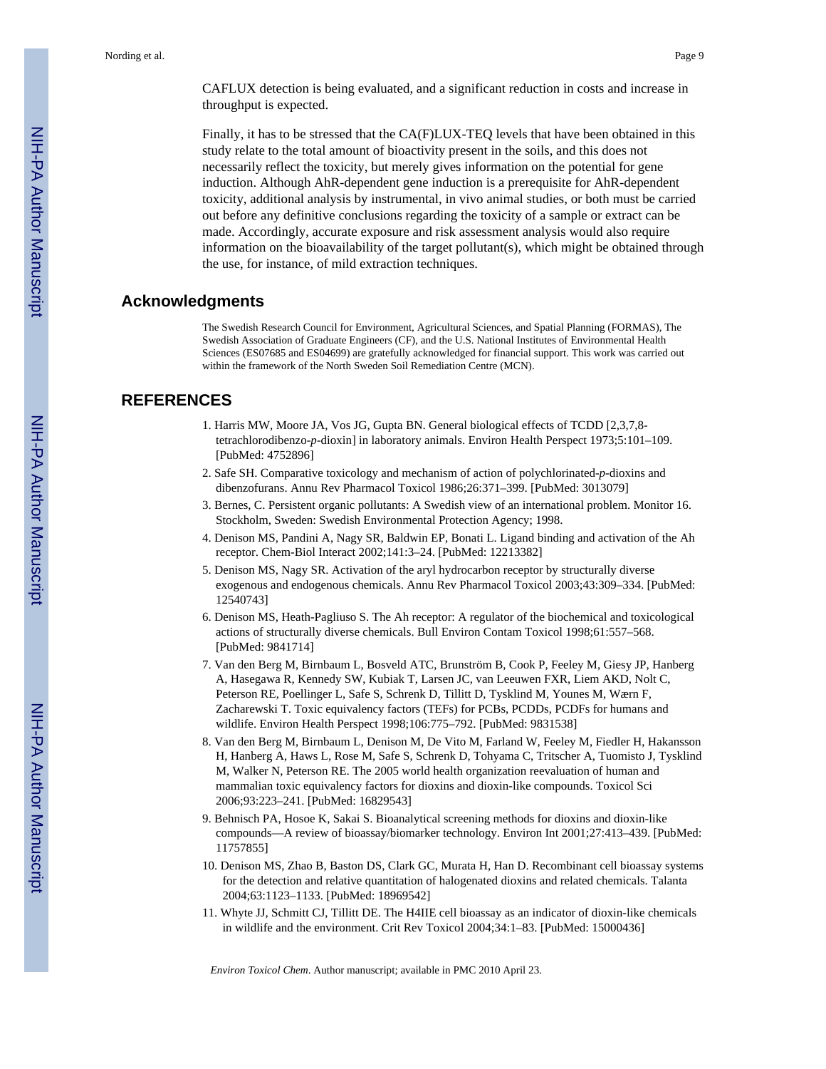CAFLUX detection is being evaluated, and a significant reduction in costs and increase in throughput is expected.

Finally, it has to be stressed that the CA(F)LUX-TEQ levels that have been obtained in this study relate to the total amount of bioactivity present in the soils, and this does not necessarily reflect the toxicity, but merely gives information on the potential for gene induction. Although AhR-dependent gene induction is a prerequisite for AhR-dependent toxicity, additional analysis by instrumental, in vivo animal studies, or both must be carried out before any definitive conclusions regarding the toxicity of a sample or extract can be made. Accordingly, accurate exposure and risk assessment analysis would also require information on the bioavailability of the target pollutant(s), which might be obtained through the use, for instance, of mild extraction techniques.

## Acknowledgments

The Swedish Research Council for Environment, Agricultural Sciences, and Spatial Planning (FORMAS), The Swedish Association of Graduate Engineers (CF), and the U.S. National Institutes of Environmental Health Sciences (ES07685 and ES04699) are gratefully acknowledged for financial support. This work was carried out within the framework of the North Sweden Soil Remediation Centre (MCN).

## REFERENCES

1. Harris MW, Moore JA, Vos JG, Gupta BN. General biological effects of TCDD [2,3,7,8-tetrachlorodibenzo-*p*-dioxin] in laboratory animals. Environ Health Perspect 1973;5:101–109. [PubMed: 4752896]
2. Safe SH. Comparative toxicology and mechanism of action of polychlorinated-*p*-dioxins and dibenzofurans. Annu Rev Pharmacol Toxicol 1986;26:371–399. [PubMed: 3013079]
3. Bernes, C. Persistent organic pollutants: A Swedish view of an international problem. Monitor 16. Stockholm, Sweden: Swedish Environmental Protection Agency; 1998.
4. Denison MS, Pandini A, Nagy SR, Baldwin EP, Bonati L. Ligand binding and activation of the Ah receptor. Chem-Biol Interact 2002;141:3–24. [PubMed: 12213382]
5. Denison MS, Nagy SR. Activation of the aryl hydrocarbon receptor by structurally diverse exogenous and endogenous chemicals. Annu Rev Pharmacol Toxicol 2003;43:309–334. [PubMed: 12540743]
6. Denison MS, Heath-Pagliuso S. The Ah receptor: A regulator of the biochemical and toxicological actions of structurally diverse chemicals. Bull Environ Contam Toxicol 1998;61:557–568. [PubMed: 9841714]
7. Van den Berg M, Birnbaum L, Bosveld ATC, Brunström B, Cook P, Feeley M, Giesy JP, Hanberg A, Hasegawa R, Kennedy SW, Kubiak T, Larsen JC, van Leeuwen FXR, Liem AKD, Nolt C, Peterson RE, Poellinger L, Safe S, Schrenk D, Tillitt D, Tysklind M, Younes M, Wærn F, Zacharewski T. Toxic equivalency factors (TEFs) for PCBs, PCDDs, PCDFs for humans and wildlife. Environ Health Perspect 1998;106:775–792. [PubMed: 9831538]
8. Van den Berg M, Birnbaum L, Denison M, De Vito M, Farland W, Feeley M, Fiedler H, Hakansson H, Hanberg A, Haws L, Rose M, Safe S, Schrenk D, Tohyama C, Tritscher A, Tuomisto J, Tysklind M, Walker N, Peterson RE. The 2005 world health organization reevaluation of human and mammalian toxic equivalency factors for dioxins and dioxin-like compounds. Toxicol Sci 2006;93:223–241. [PubMed: 16829543]
9. Behnisch PA, Hosoe K, Sakai S. Bioanalytical screening methods for dioxins and dioxin-like compounds—A review of bioassay/biomarker technology. Environ Int 2001;27:413–439. [PubMed: 11757855]
10. Denison MS, Zhao B, Baston DS, Clark GC, Murata H, Han D. Recombinant cell bioassay systems for the detection and relative quantitation of halogenated dioxins and related chemicals. Talanta 2004;63:1123–1133. [PubMed: 18969542]
11. Whyte JJ, Schmitt CJ, Tillitt DE. The H4IIE cell bioassay as an indicator of dioxin-like chemicals in wildlife and the environment. Crit Rev Toxicol 2004;34:1–83. [PubMed: 15000436]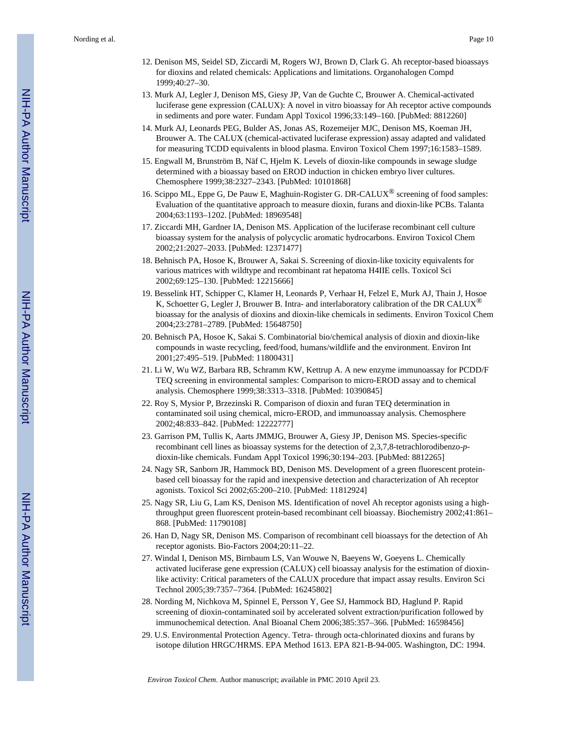12. Denison MS, Seidel SD, Ziccardi M, Rogers WJ, Brown D, Clark G. Ah receptor-based bioassays for dioxins and related chemicals: Applications and limitations. Organohalogen Compd 1999;40:27–30.
13. Murk AJ, Legler J, Denison MS, Giesy JP, Van de Guchte C, Brouwer A. Chemical-activated luciferase gene expression (CALUX): A novel in vitro bioassay for Ah receptor active compounds in sediments and pore water. Fundam Appl Toxicol 1996;33:149–160. [PubMed: 8812260]
14. Murk AJ, Leonards PEG, Bulder AS, Jonas AS, Rozemeijer MJC, Denison MS, Koeman JH, Brouwer A. The CALUX (chemical-activated luciferase expression) assay adapted and validated for measuring TCDD equivalents in blood plasma. Environ Toxicol Chem 1997;16:1583–1589.
15. Engwall M, Brunström B, Näf C, Hjelm K. Levels of dioxin-like compounds in sewage sludge determined with a bioassay based on EROD induction in chicken embryo liver cultures. Chemosphere 1999;38:2327–2343. [PubMed: 10101868]
16. Scippo ML, Eppe G, De Pauw E, Maghuin-Rogister G. DR-CALUX® screening of food samples: Evaluation of the quantitative approach to measure dioxin, furans and dioxin-like PCBs. Talanta 2004;63:1193–1202. [PubMed: 18969548]
17. Ziccardi MH, Gardner IA, Denison MS. Application of the luciferase recombinant cell culture bioassay system for the analysis of polycyclic aromatic hydrocarbons. Environ Toxicol Chem 2002;21:2027–2033. [PubMed: 12371477]
18. Behnisch PA, Hosoe K, Brouwer A, Sakai S. Screening of dioxin-like toxicity equivalents for various matrices with wildtype and recombinant rat hepatoma H4IIE cells. Toxicol Sci 2002;69:125–130. [PubMed: 12215666]
19. Besselink HT, Schipper C, Klamer H, Leonards P, Verhaar H, Felzel E, Murk AJ, Thain J, Hosoe K, Schoetter G, Legler J, Brouwer B. Intra- and interlaboratory calibration of the DR CALUX® bioassay for the analysis of dioxins and dioxin-like chemicals in sediments. Environ Toxicol Chem 2004;23:2781–2789. [PubMed: 15648750]
20. Behnisch PA, Hosoe K, Sakai S. Combinatorial bio/chemical analysis of dioxin and dioxin-like compounds in waste recycling, feed/food, humans/wildlife and the environment. Environ Int 2001;27:495–519. [PubMed: 11800431]
21. Li W, Wu WZ, Barbara RB, Schramm KW, Kettrup A. A new enzyme immunoassay for PCDD/F TEQ screening in environmental samples: Comparison to micro-EROD assay and to chemical analysis. Chemosphere 1999;38:3313–3318. [PubMed: 10390845]
22. Roy S, Mysior P, Brzezinski R. Comparison of dioxin and furan TEQ determination in contaminated soil using chemical, micro-EROD, and immunoassay analysis. Chemosphere 2002;48:833–842. [PubMed: 12222777]
23. Garrison PM, Tullis K, Aarts JMMJG, Brouwer A, Giesy JP, Denison MS. Species-specific recombinant cell lines as bioassay systems for the detection of 2,3,7,8-tetrachlorodibenzo-*p*-dioxin-like chemicals. Fundam Appl Toxicol 1996;30:194–203. [PubMed: 8812265]
24. Nagy SR, Sanborn JR, Hammock BD, Denison MS. Development of a green fluorescent protein-based cell bioassay for the rapid and inexpensive detection and characterization of Ah receptor agonists. Toxicol Sci 2002;65:200–210. [PubMed: 11812924]
25. Nagy SR, Liu G, Lam KS, Denison MS. Identification of novel Ah receptor agonists using a high-throughput green fluorescent protein-based recombinant cell bioassay. Biochemistry 2002;41:861–868. [PubMed: 11790108]
26. Han D, Nagy SR, Denison MS. Comparison of recombinant cell bioassays for the detection of Ah receptor agonists. Bio-Factors 2004;20:11–22.
27. Windal I, Denison MS, Birnbaum LS, Van Wouwe N, Baeyens W, Goeyens L. Chemically activated luciferase gene expression (CALUX) cell bioassay analysis for the estimation of dioxin-like activity: Critical parameters of the CALUX procedure that impact assay results. Environ Sci Technol 2005;39:7357–7364. [PubMed: 16245802]
28. Nording M, Nichkova M, Spinnel E, Persson Y, Gee SJ, Hammock BD, Haglund P. Rapid screening of dioxin-contaminated soil by accelerated solvent extraction/purification followed by immunochemical detection. Anal Bioanal Chem 2006;385:357–366. [PubMed: 16598456]
29. U.S. Environmental Protection Agency. Tetra- through octa-chlorinated dioxins and furans by isotope dilution HRGC/HRMS. EPA Method 1613. EPA 821-B-94-005. Washington, DC: 1994.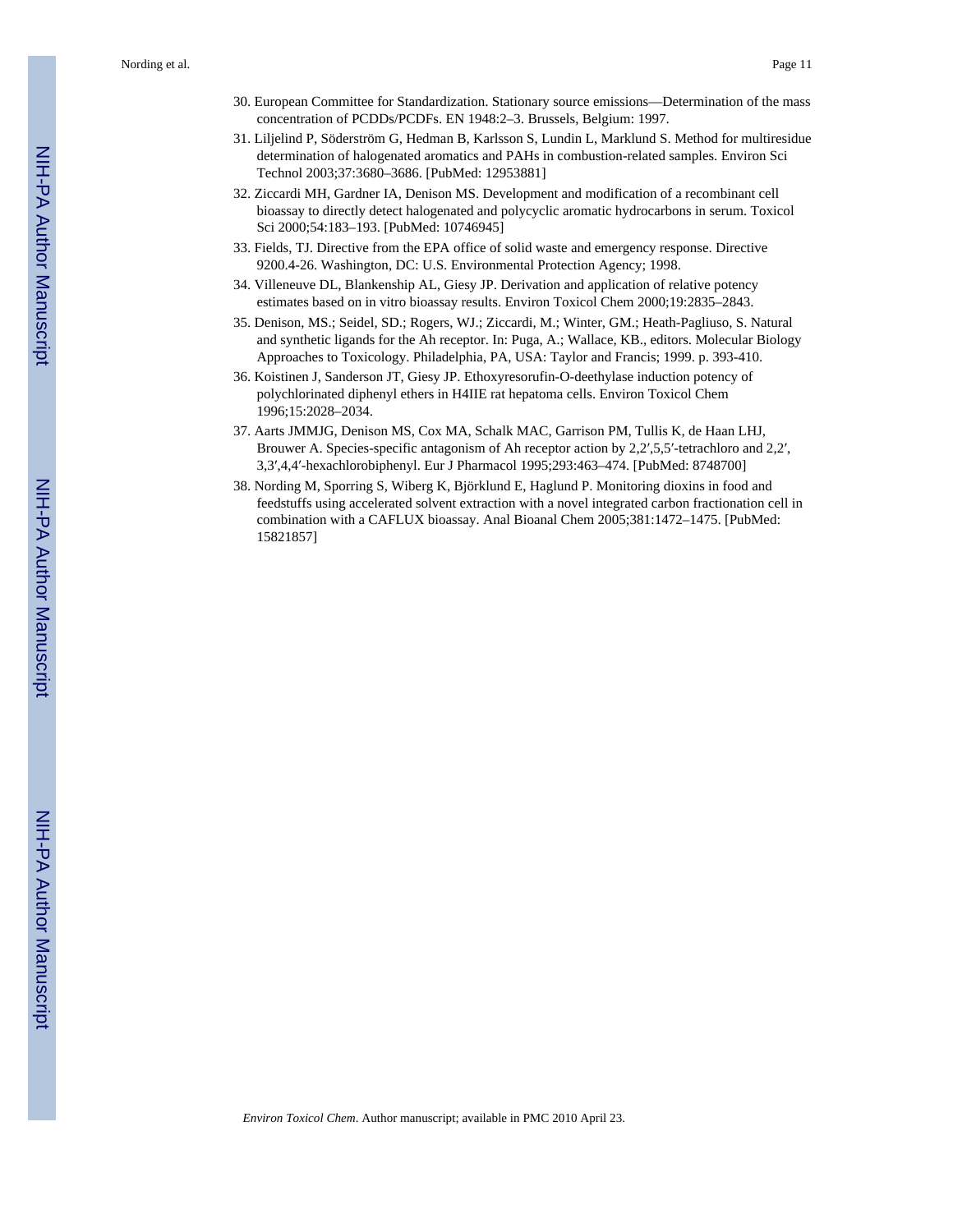30. European Committee for Standardization. Stationary source emissions—Determination of the mass concentration of PCDDs/PCDFs. EN 1948:2–3. Brussels, Belgium: 1997.
31. Liljelind P, Söderström G, Hedman B, Karlsson S, Lundin L, Marklund S. Method for multiresidue determination of halogenated aromatics and PAHs in combustion-related samples. Environ Sci Technol 2003;37:3680–3686. [PubMed: 12953881]
32. Ziccardi MH, Gardner IA, Denison MS. Development and modification of a recombinant cell bioassay to directly detect halogenated and polycyclic aromatic hydrocarbons in serum. Toxicol Sci 2000;54:183–193. [PubMed: 10746945]
33. Fields, TJ. Directive from the EPA office of solid waste and emergency response. Directive 9200.4-26. Washington, DC: U.S. Environmental Protection Agency; 1998.
34. Villeneuve DL, Blankenship AL, Giesy JP. Derivation and application of relative potency estimates based on in vitro bioassay results. Environ Toxicol Chem 2000;19:2835–2843.
35. Denison, MS.; Seidel, SD.; Rogers, WJ.; Ziccardi, M.; Winter, GM.; Heath-Pagliuso, S. Natural and synthetic ligands for the Ah receptor. In: Puga, A.; Wallace, KB., editors. Molecular Biology Approaches to Toxicology. Philadelphia, PA, USA: Taylor and Francis; 1999. p. 393-410.
36. Koistinen J, Sanderson JT, Giesy JP. Ethoxyresorufin-O-deethylase induction potency of polychlorinated diphenyl ethers in H4IIE rat hepatoma cells. Environ Toxicol Chem 1996;15:2028–2034.
37. Aarts JMMJG, Denison MS, Cox MA, Schalk MAC, Garrison PM, Tullis K, de Haan LHJ, Brouwer A. Species-specific antagonism of Ah receptor action by 2,2′,5,5′-tetrachloro and 2,2′,3,3′,4,4′-hexachlorobiphenyl. Eur J Pharmacol 1995;293:463–474. [PubMed: 8748700]
38. Nording M, Sporring S, Wiberg K, Björklund E, Haglund P. Monitoring dioxins in food and feedstuffs using accelerated solvent extraction with a novel integrated carbon fractionation cell in combination with a CAFLUX bioassay. Anal Bioanal Chem 2005;381:1472–1475. [PubMed: 15821857]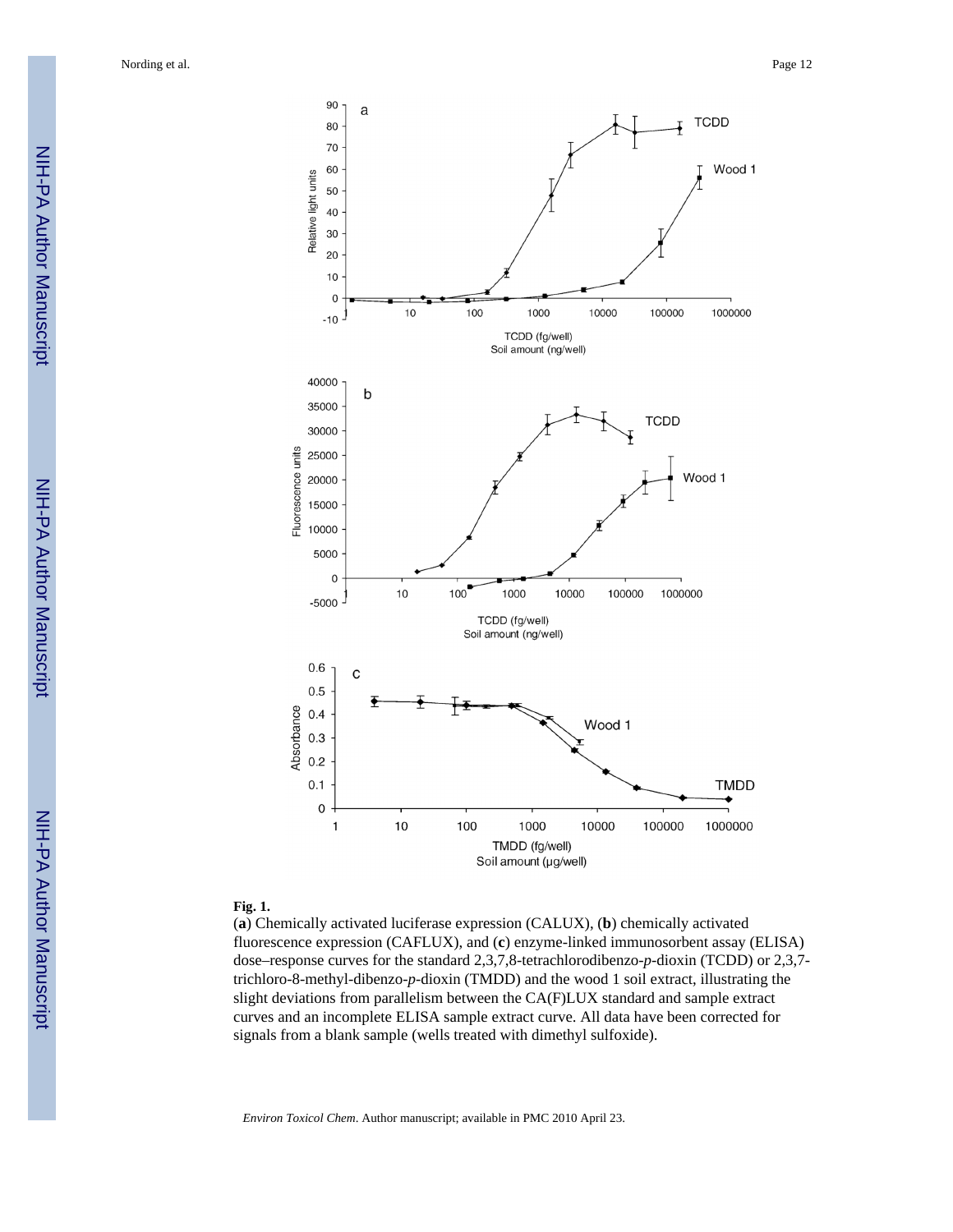**Fig. 1.**

(**a**) Chemically activated luciferase expression (CALUX), (**b**) chemically activated fluorescence expression (CAFLUX), and (**c**) enzyme-linked immunosorbent assay (ELISA) dose–response curves for the standard 2,3,7,8-tetrachlorodibenzo-*p*-dioxin (TCDD) or 2,3,7-trichloro-8-methyl-dibenzo-*p*-dioxin (TMDD) and the wood 1 soil extract, illustrating the slight deviations from parallelism between the CA(F)LUX standard and sample extract curves and an incomplete ELISA sample extract curve. All data have been corrected for signals from a blank sample (wells treated with dimethyl sulfoxide).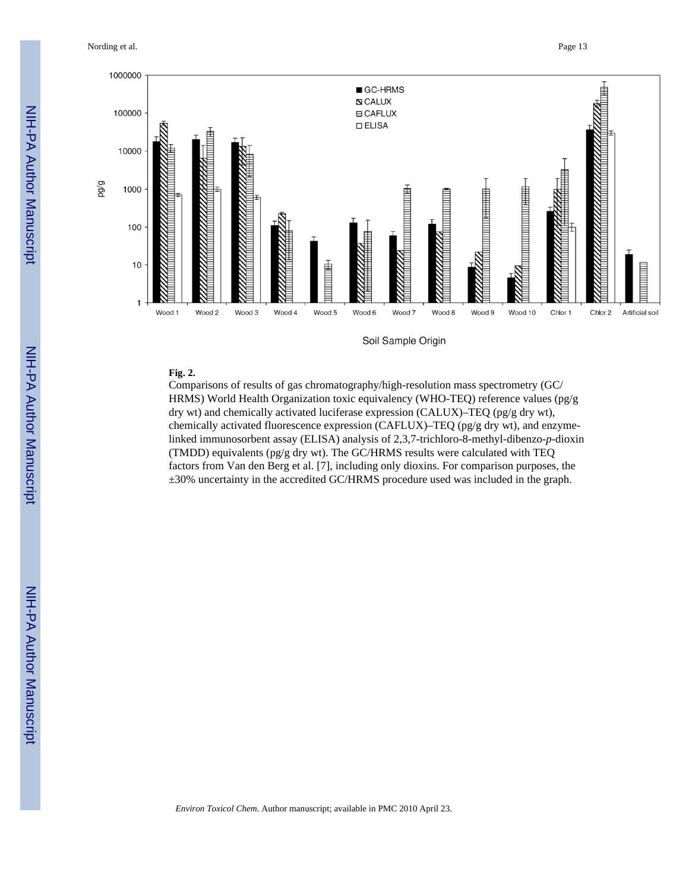**Fig. 2.**

Comparisons of results of gas chromatography/high-resolution mass spectrometry (GC/HRMS) World Health Organization toxic equivalency (WHO-TEQ) reference values (pg/g dry wt) and chemically activated luciferase expression (CALUX)–TEQ (pg/g dry wt), chemically activated fluorescence expression (CAFLUX)–TEQ (pg/g dry wt), and enzyme-linked immunosorbent assay (ELISA) analysis of 2,3,7-trichloro-8-methyl-dibenzo-*p*-dioxin (TMDD) equivalents (pg/g dry wt). The GC/HRMS results were calculated with TEQ factors from Van den Berg et al. [7], including only dioxins. For comparison purposes, the ±30% uncertainty in the accredited GC/HRMS procedure used was included in the graph.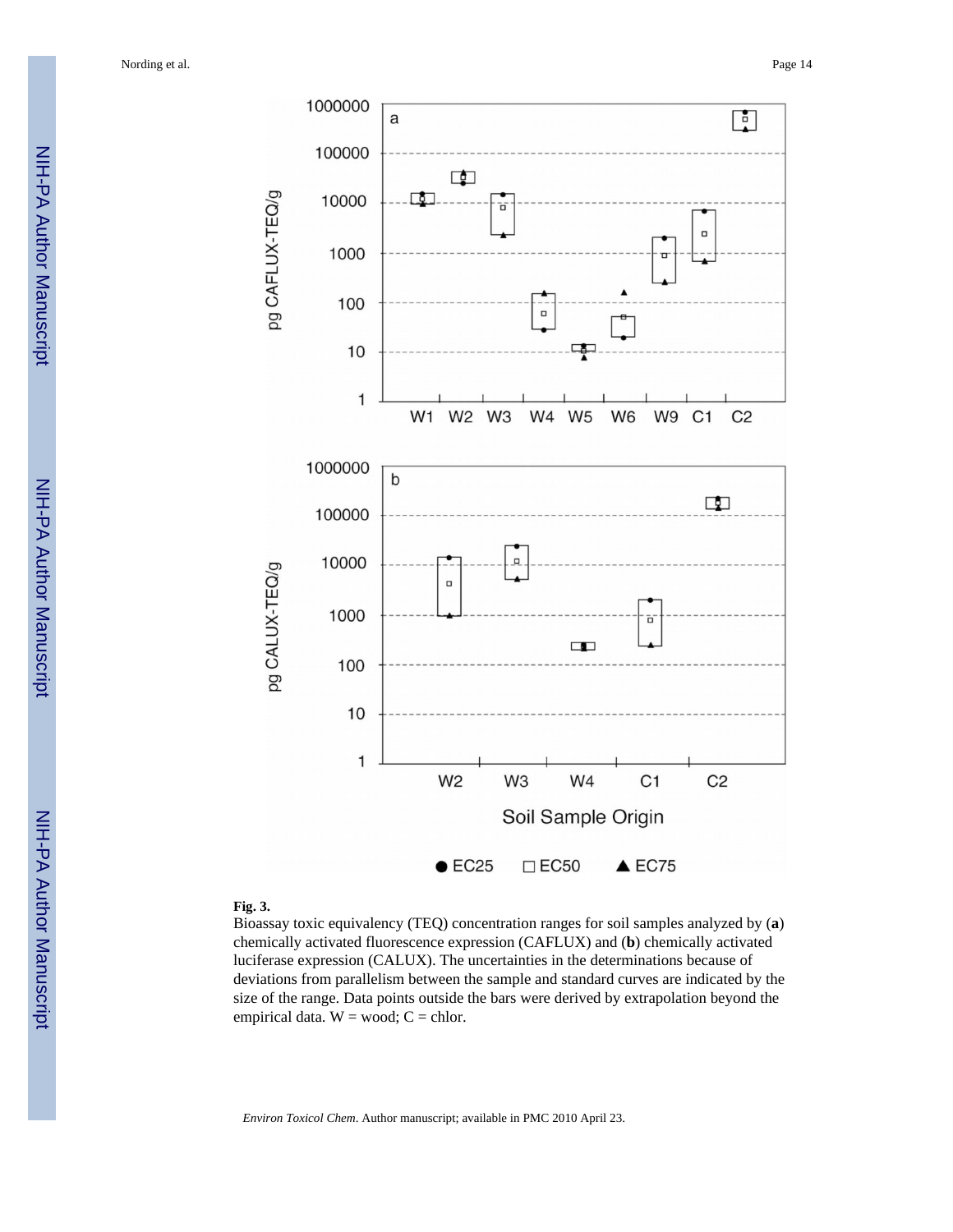**Fig. 3.**

Bioassay toxic equivalency (TEQ) concentration ranges for soil samples analyzed by (**a**) chemically activated fluorescence expression (CAFLUX) and (**b**) chemically activated luciferase expression (CALUX). The uncertainties in the determinations because of deviations from parallelism between the sample and standard curves are indicated by the size of the range. Data points outside the bars were derived by extrapolation beyond the empirical data. W = wood; C = chlor.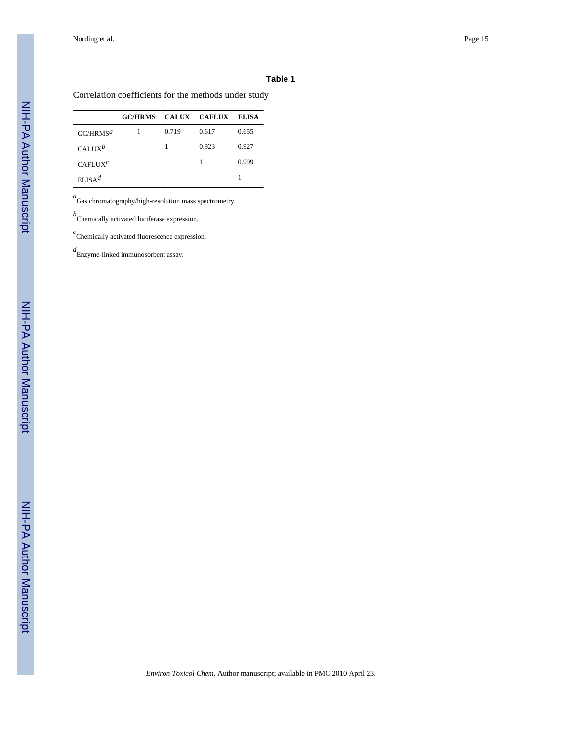### Table 1

Correlation coefficients for the methods under study

| | GC/HRMS | CALUX | CAFLUX | ELISA |
|---|---|---|---|---|
| GC/HRMS[a] | 1 | 0.719 | 0.617 | 0.655 |
| CALUX[b] | | 1 | 0.923 | 0.927 |
| CAFLUX[c] | | | 1 | 0.999 |
| ELISA[d] | | | | 1 |

[a] Gas chromatography/high-resolution mass spectrometry.

[b] Chemically activated luciferase expression.

[c] Chemically activated fluorescence expression.

[d] Enzyme-linked immunosorbent assay.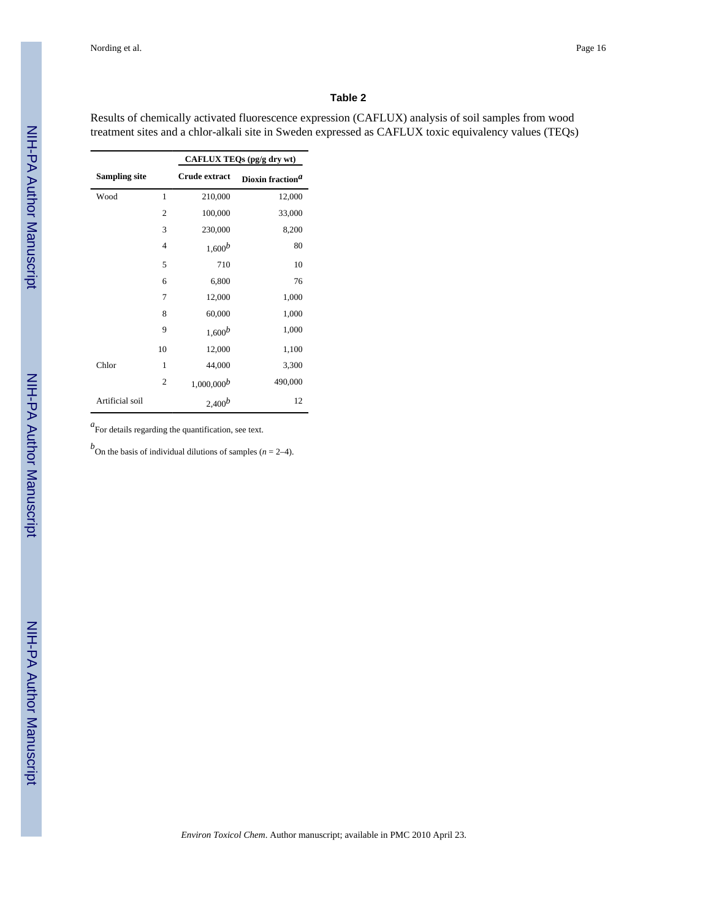## Table 2

Results of chemically activated fluorescence expression (CAFLUX) analysis of soil samples from wood treatment sites and a chlor-alkali site in Sweden expressed as CAFLUX toxic equivalency values (TEQs)

| Sampling site | | CAFLUX TEQs (pg/g dry wt) | |
|---|---|---|---|
| | | Crude extract | Dioxin fraction[a] |
| Wood | 1 | 210,000 | 12,000 |
| | 2 | 100,000 | 33,000 |
| | 3 | 230,000 | 8,200 |
| | 4 | 1,600[b] | 80 |
| | 5 | 710 | 10 |
| | 6 | 6,800 | 76 |
| | 7 | 12,000 | 1,000 |
| | 8 | 60,000 | 1,000 |
| | 9 | 1,600[b] | 1,000 |
| | 10 | 12,000 | 1,100 |
| Chlor | 1 | 44,000 | 3,300 |
| | 2 | 1,000,000[b] | 490,000 |
| Artificial soil | | 2,400[b] | 12 |

[a] For details regarding the quantification, see text.

[b] On the basis of individual dilutions of samples ($n$ = 2–4).